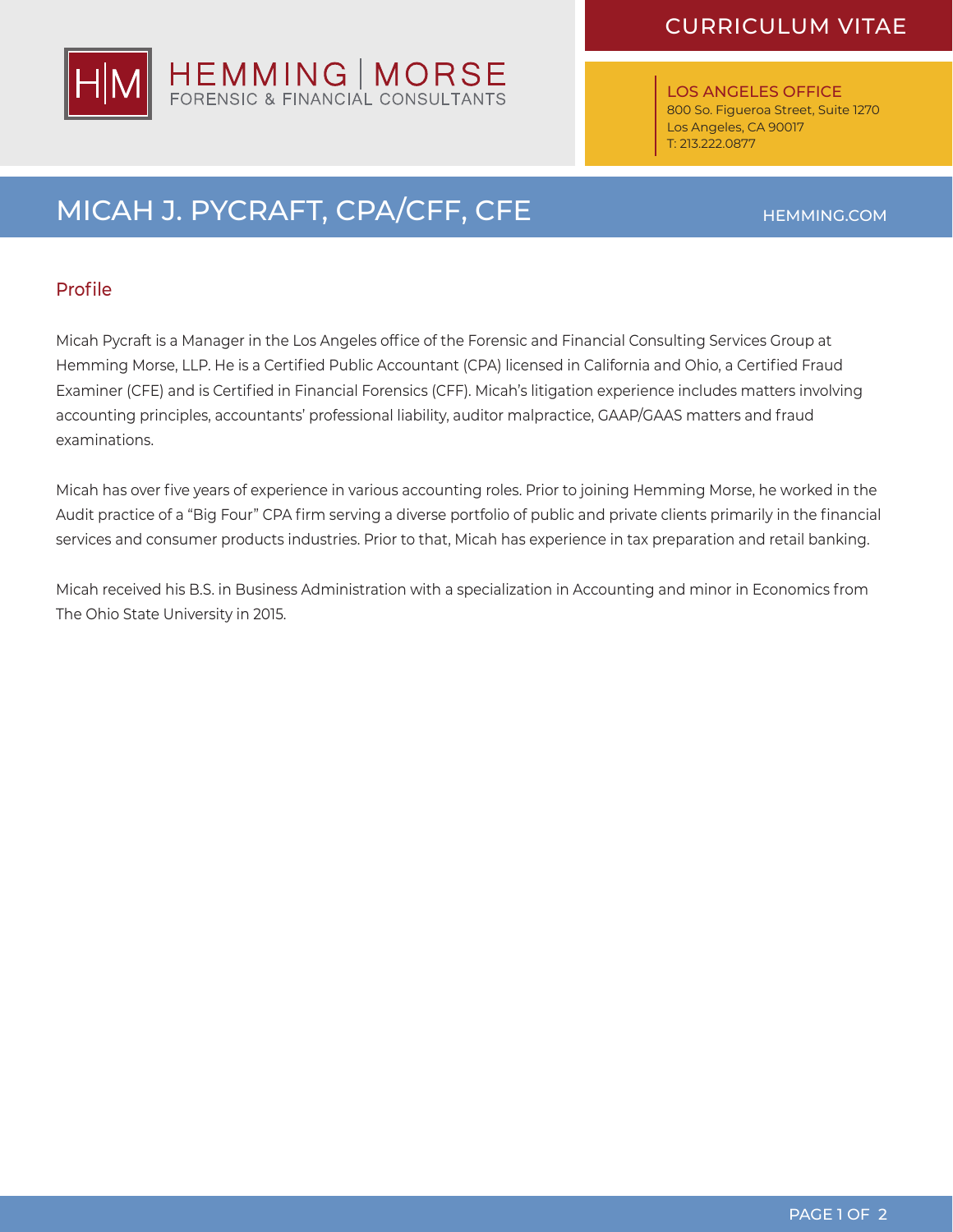HEMMING | MORSE
FORENSIC & FINANCIAL CONSULTANTS

CURRICULUM VITAE

LOS ANGELES OFFICE
800 So. Figueroa Street, Suite 1270
Los Angeles, CA 90017
T: 213.222.0877

# MICAH J. PYCRAFT, CPA/CFF, CFE

HEMMING.COM

## Profile

Micah Pycraft is a Manager in the Los Angeles office of the Forensic and Financial Consulting Services Group at Hemming Morse, LLP. He is a Certified Public Accountant (CPA) licensed in California and Ohio, a Certified Fraud Examiner (CFE) and is Certified in Financial Forensics (CFF). Micah's litigation experience includes matters involving accounting principles, accountants' professional liability, auditor malpractice, GAAP/GAAS matters and fraud examinations.

Micah has over five years of experience in various accounting roles. Prior to joining Hemming Morse, he worked in the Audit practice of a "Big Four" CPA firm serving a diverse portfolio of public and private clients primarily in the financial services and consumer products industries. Prior to that, Micah has experience in tax preparation and retail banking.

Micah received his B.S. in Business Administration with a specialization in Accounting and minor in Economics from The Ohio State University in 2015.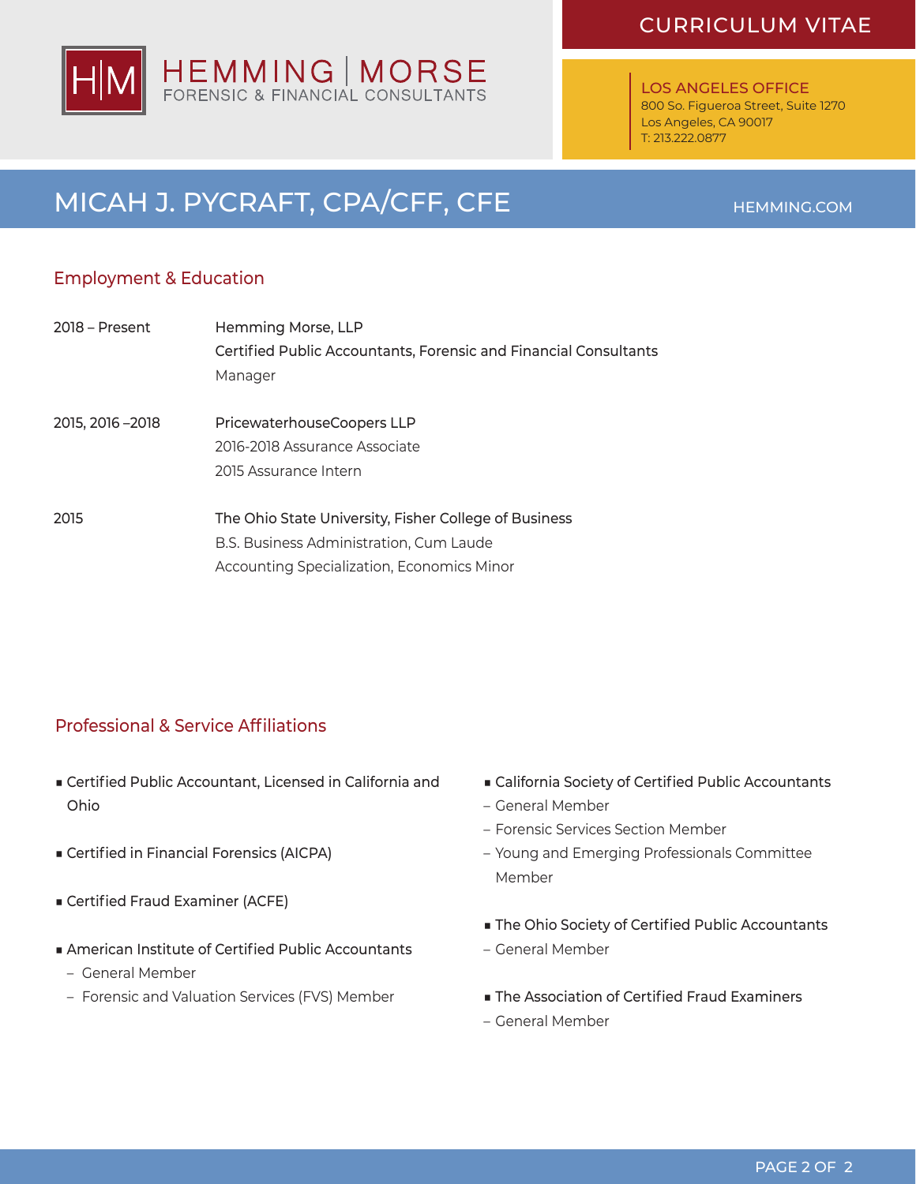# MICAH J. PYCRAFT, CPA/CFF, CFE

## Employment & Education

| | |
|---|---|
| 2018 – Present | Hemming Morse, LLP<br>Certified Public Accountants, Forensic and Financial Consultants<br>Manager |
| 2015, 2016 –2018 | PricewaterhouseCoopers LLP<br>2016-2018 Assurance Associate<br>2015 Assurance Intern |
| 2015 | The Ohio State University, Fisher College of Business<br>B.S. Business Administration, Cum Laude<br>Accounting Specialization, Economics Minor |

## Professional & Service Affiliations

- Certified Public Accountant, Licensed in California and Ohio
- Certified in Financial Forensics (AICPA)
- Certified Fraud Examiner (ACFE)
- American Institute of Certified Public Accountants
  - General Member
  - Forensic and Valuation Services (FVS) Member
- California Society of Certified Public Accountants
  - General Member
  - Forensic Services Section Member
  - Young and Emerging Professionals Committee Member
- The Ohio Society of Certified Public Accountants
  - General Member
- The Association of Certified Fraud Examiners
  - General Member